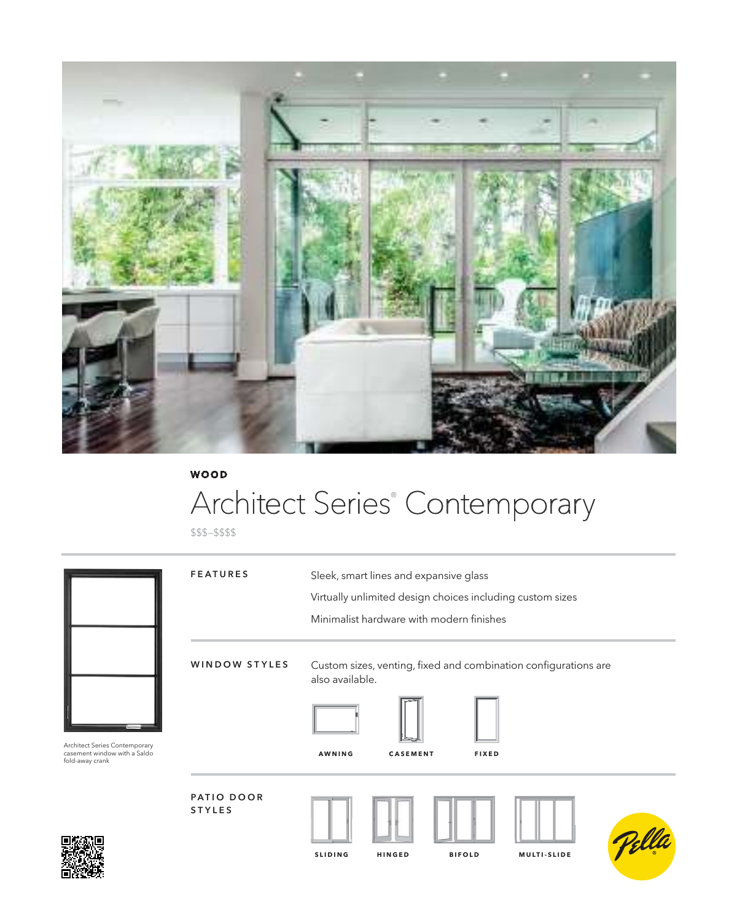WOOD

# Architect Series® Contemporary

$$$–$$$$

Architect Series Contemporary casement window with a Saldo fold-away crank

## FEATURES

Sleek, smart lines and expansive glass

Virtually unlimited design choices including custom sizes

Minimalist hardware with modern finishes

## WINDOW STYLES

Custom sizes, venting, fixed and combination configurations are also available.

AWNING

CASEMENT

FIXED

## PATIO DOOR STYLES

SLIDING

HINGED

BIFOLD

MULTI-SLIDE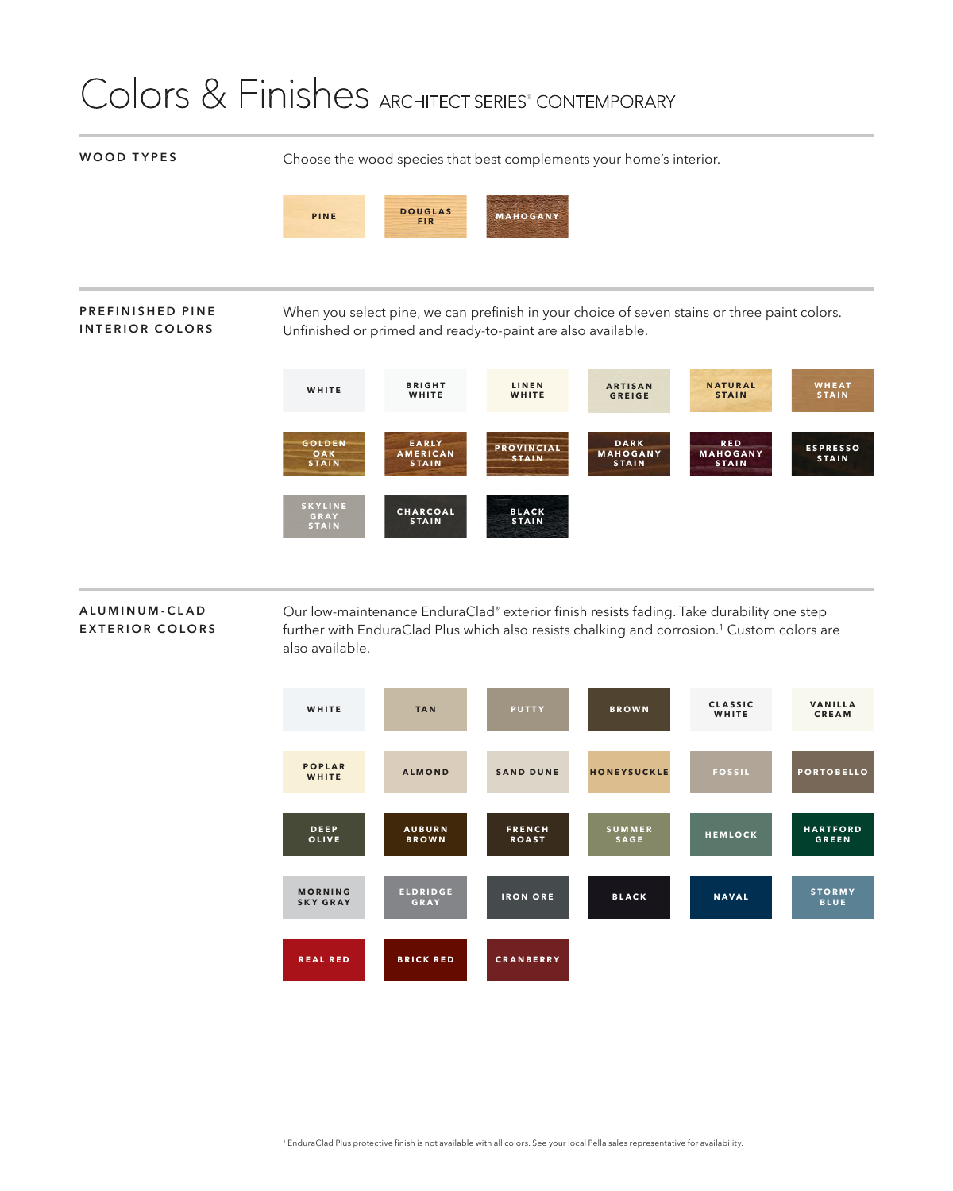# Colors & Finishes ARCHITECT SERIES® CONTEMPORARY

## WOOD TYPES

Choose the wood species that best complements your home's interior.

PINE | DOUGLAS FIR | MAHOGANY

## PREFINISHED PINE INTERIOR COLORS

When you select pine, we can prefinish in your choice of seven stains or three paint colors. Unfinished or primed and ready-to-paint are also available.

| | | | | | |
|---|---|---|---|---|---|
| WHITE | BRIGHT WHITE | LINEN WHITE | ARTISAN GREIGE | NATURAL STAIN | WHEAT STAIN |
| GOLDEN OAK STAIN | EARLY AMERICAN STAIN | PROVINCIAL STAIN | DARK MAHOGANY STAIN | RED MAHOGANY STAIN | ESPRESSO STAIN |
| SKYLINE GRAY STAIN | CHARCOAL STAIN | BLACK STAIN | | | |

## ALUMINUM-CLAD EXTERIOR COLORS

Our low-maintenance EnduraClad® exterior finish resists fading. Take durability one step further with EnduraClad Plus which also resists chalking and corrosion.[1] Custom colors are also available.

| | | | | | |
|---|---|---|---|---|---|
| WHITE | TAN | PUTTY | BROWN | CLASSIC WHITE | VANILLA CREAM |
| POPLAR WHITE | ALMOND | SAND DUNE | HONEYSUCKLE | FOSSIL | PORTOBELLO |
| DEEP OLIVE | AUBURN BROWN | FRENCH ROAST | SUMMER SAGE | HEMLOCK | HARTFORD GREEN |
| MORNING SKY GRAY | ELDRIDGE GRAY | IRON ORE | BLACK | NAVAL | STORMY BLUE |
| REAL RED | BRICK RED | CRANBERRY | | | |

[1] EnduraClad Plus protective finish is not available with all colors. See your local Pella sales representative for availability.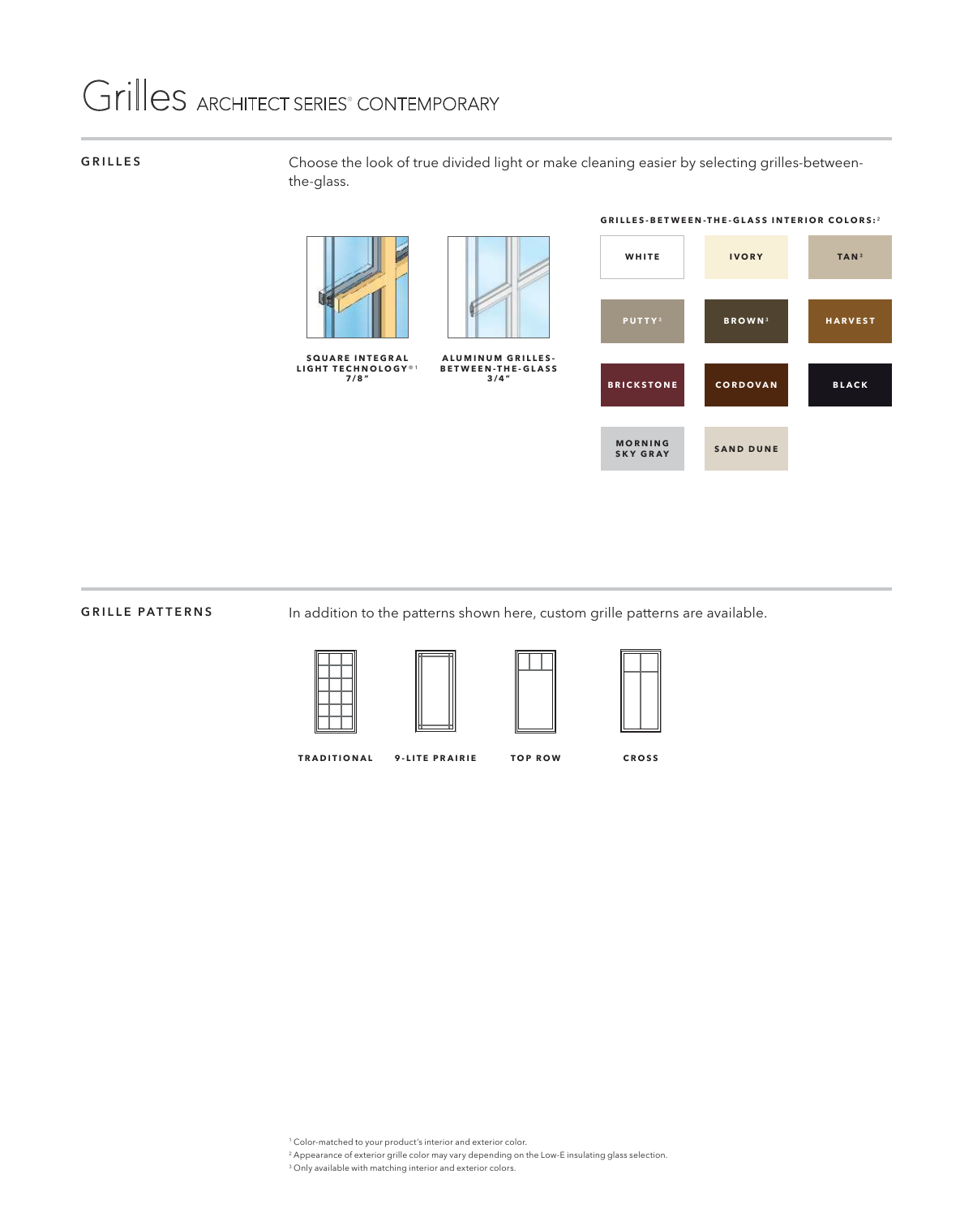# Grilles ARCHITECT SERIES® CONTEMPORARY

## GRILLES

Choose the look of true divided light or make cleaning easier by selecting grilles-between-the-glass.

**SQUARE INTEGRAL LIGHT TECHNOLOGY®[1] 7/8"**

**ALUMINUM GRILLES-BETWEEN-THE-GLASS 3/4"**

**GRILLES-BETWEEN-THE-GLASS INTERIOR COLORS:[2]**

- WHITE
- IVORY
- TAN[3]
- PUTTY[3]
- BROWN[3]
- HARVEST
- BRICKSTONE
- CORDOVAN
- BLACK
- MORNING SKY GRAY
- SAND DUNE

## GRILLE PATTERNS

In addition to the patterns shown here, custom grille patterns are available.

- TRADITIONAL
- 9-LITE PRAIRIE
- TOP ROW
- CROSS

[1] Color-matched to your product's interior and exterior color.

[2] Appearance of exterior grille color may vary depending on the Low-E insulating glass selection.

[3] Only available with matching interior and exterior colors.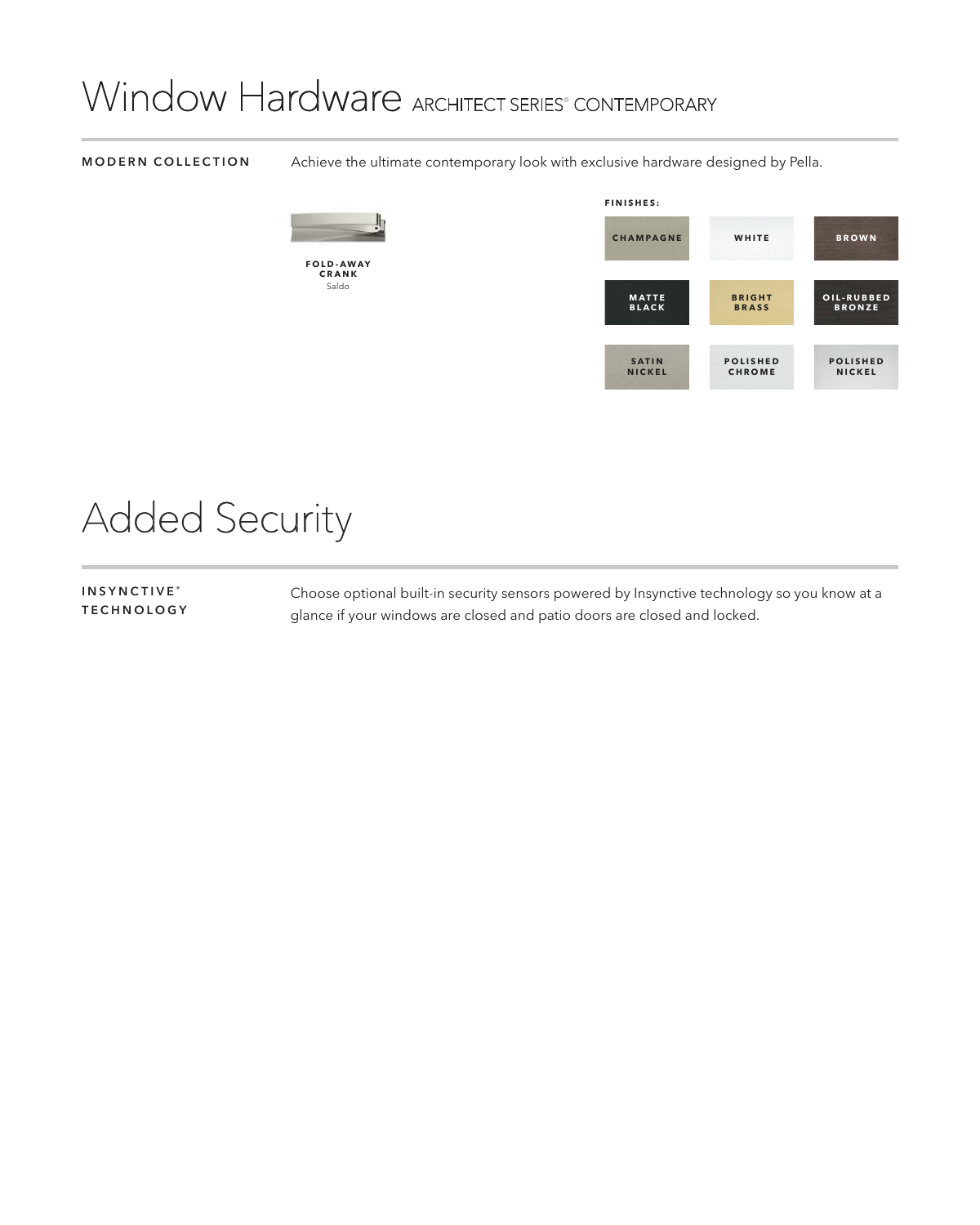# Window Hardware ARCHITECT SERIES® CONTEMPORARY

**MODERN COLLECTION**

Achieve the ultimate contemporary look with exclusive hardware designed by Pella.

**FOLD-AWAY CRANK**
Saldo

**FINISHES:**

| | | |
|---|---|---|
| CHAMPAGNE | WHITE | BROWN |
| MATTE BLACK | BRIGHT BRASS | OIL-RUBBED BRONZE |
| SATIN NICKEL | POLISHED CHROME | POLISHED NICKEL |

# Added Security

**INSYNCTIVE® TECHNOLOGY**

Choose optional built-in security sensors powered by Insynctive technology so you know at a glance if your windows are closed and patio doors are closed and locked.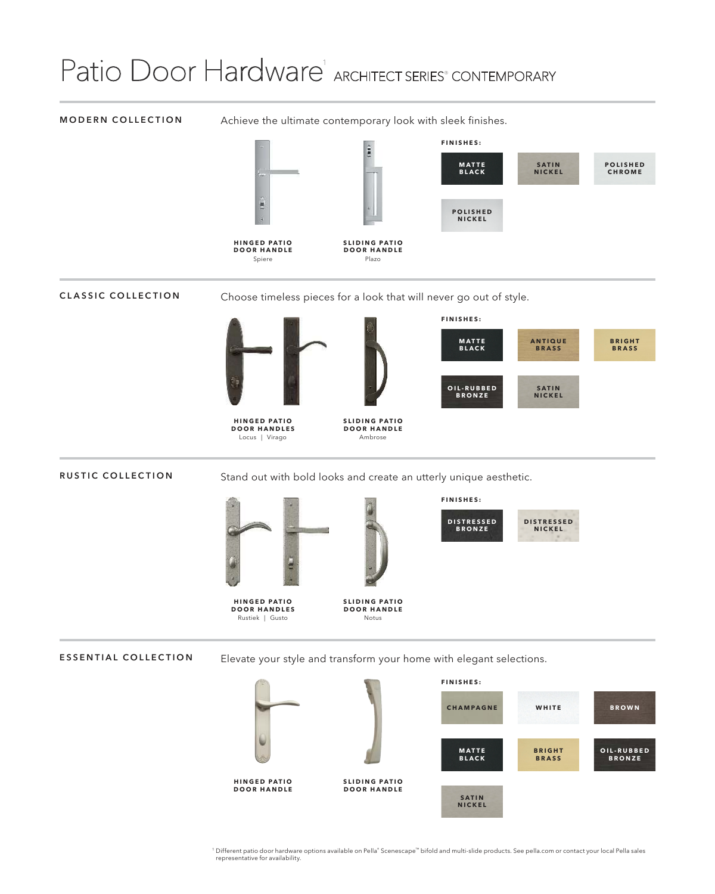# Patio Door Hardware[1] ARCHITECT SERIES® CONTEMPORARY

## MODERN COLLECTION

Achieve the ultimate contemporary look with sleek finishes.

**HINGED PATIO DOOR HANDLE**
Spiere

**SLIDING PATIO DOOR HANDLE**
Plazo

**FINISHES:**

- MATTE BLACK
- SATIN NICKEL
- POLISHED CHROME
- POLISHED NICKEL

## CLASSIC COLLECTION

Choose timeless pieces for a look that will never go out of style.

**HINGED PATIO DOOR HANDLES**
Locus | Virago

**SLIDING PATIO DOOR HANDLE**
Ambrose

**FINISHES:**

- MATTE BLACK
- ANTIQUE BRASS
- BRIGHT BRASS
- OIL-RUBBED BRONZE
- SATIN NICKEL

## RUSTIC COLLECTION

Stand out with bold looks and create an utterly unique aesthetic.

**HINGED PATIO DOOR HANDLES**
Rustiek | Gusto

**SLIDING PATIO DOOR HANDLE**
Notus

**FINISHES:**

- DISTRESSED BRONZE
- DISTRESSED NICKEL

## ESSENTIAL COLLECTION

Elevate your style and transform your home with elegant selections.

**HINGED PATIO DOOR HANDLE**

**SLIDING PATIO DOOR HANDLE**

**FINISHES:**

- CHAMPAGNE
- WHITE
- BROWN
- MATTE BLACK
- BRIGHT BRASS
- OIL-RUBBED BRONZE
- SATIN NICKEL

[1] Different patio door hardware options available on Pella® Scenescape™ bifold and multi-slide products. See pella.com or contact your local Pella sales representative for availability.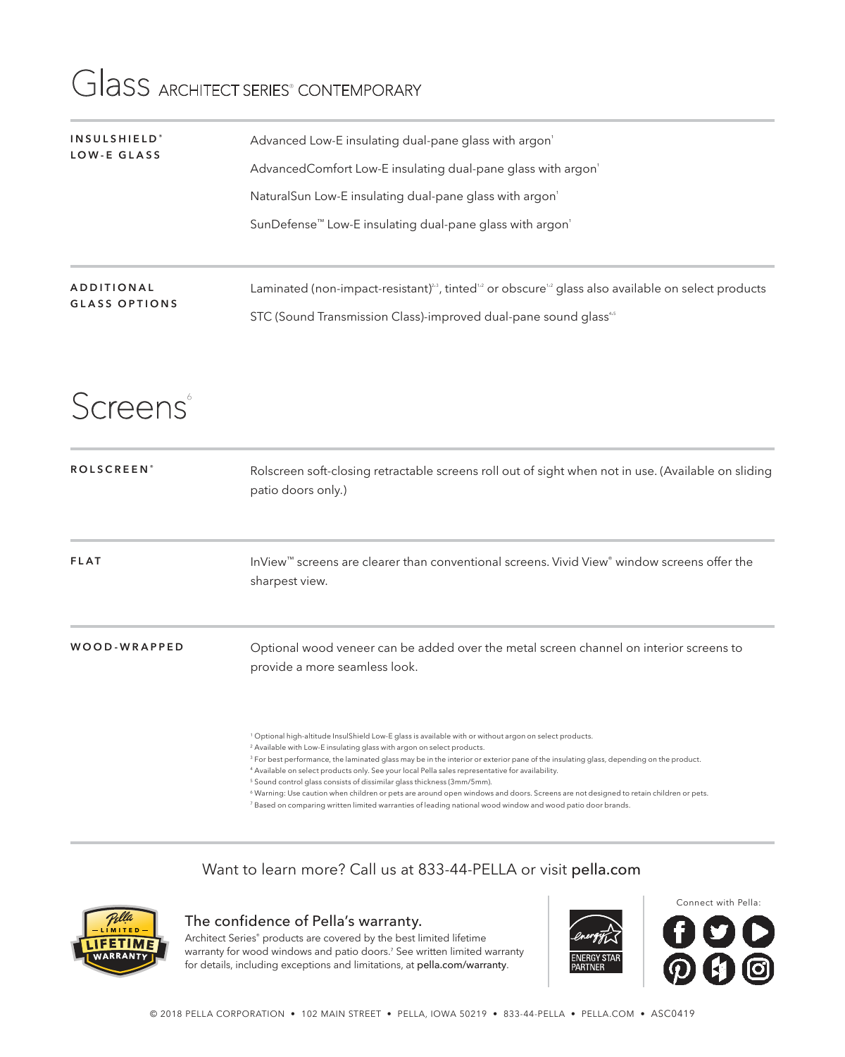# Glass ARCHITECT SERIES® CONTEMPORARY

| | |
|---|---|
| **INSULSHIELD® LOW-E GLASS** | Advanced Low-E insulating dual-pane glass with argon[1] |
| | AdvancedComfort Low-E insulating dual-pane glass with argon[1] |
| | NaturalSun Low-E insulating dual-pane glass with argon[1] |
| | SunDefense™ Low-E insulating dual-pane glass with argon[1] |
| **ADDITIONAL GLASS OPTIONS** | Laminated (non-impact-resistant)[2,3], tinted[1,2] or obscure[1,2] glass also available on select products |
| | STC (Sound Transmission Class)-improved dual-pane sound glass[4,5] |

# Screens[6]

| | |
|---|---|
| **ROLSCREEN®** | Rolscreen soft-closing retractable screens roll out of sight when not in use. (Available on sliding patio doors only.) |
| **FLAT** | InView™ screens are clearer than conventional screens. Vivid View® window screens offer the sharpest view. |
| **WOOD-WRAPPED** | Optional wood veneer can be added over the metal screen channel on interior screens to provide a more seamless look. |

[1] Optional high-altitude InsulShield Low-E glass is available with or without argon on select products.
[2] Available with Low-E insulating glass with argon on select products.
[3] For best performance, the laminated glass may be in the interior or exterior pane of the insulating glass, depending on the product.
[4] Available on select products only. See your local Pella sales representative for availability.
[5] Sound control glass consists of dissimilar glass thickness (3mm/5mm).
[6] Warning: Use caution when children or pets are around open windows and doors. Screens are not designed to retain children or pets.
[7] Based on comparing written limited warranties of leading national wood window and wood patio door brands.

Want to learn more? Call us at 833-44-PELLA or visit **pella.com**

Pella LIMITED LIFETIME WARRANTY

## The confidence of Pella's warranty.

Architect Series® products are covered by the best limited lifetime warranty for wood windows and patio doors.[7] See written limited warranty for details, including exceptions and limitations, at pella.com/warranty.

ENERGY STAR PARTNER

Connect with Pella:

© 2018 PELLA CORPORATION • 102 MAIN STREET • PELLA, IOWA 50219 • 833-44-PELLA • PELLA.COM • ASC0419